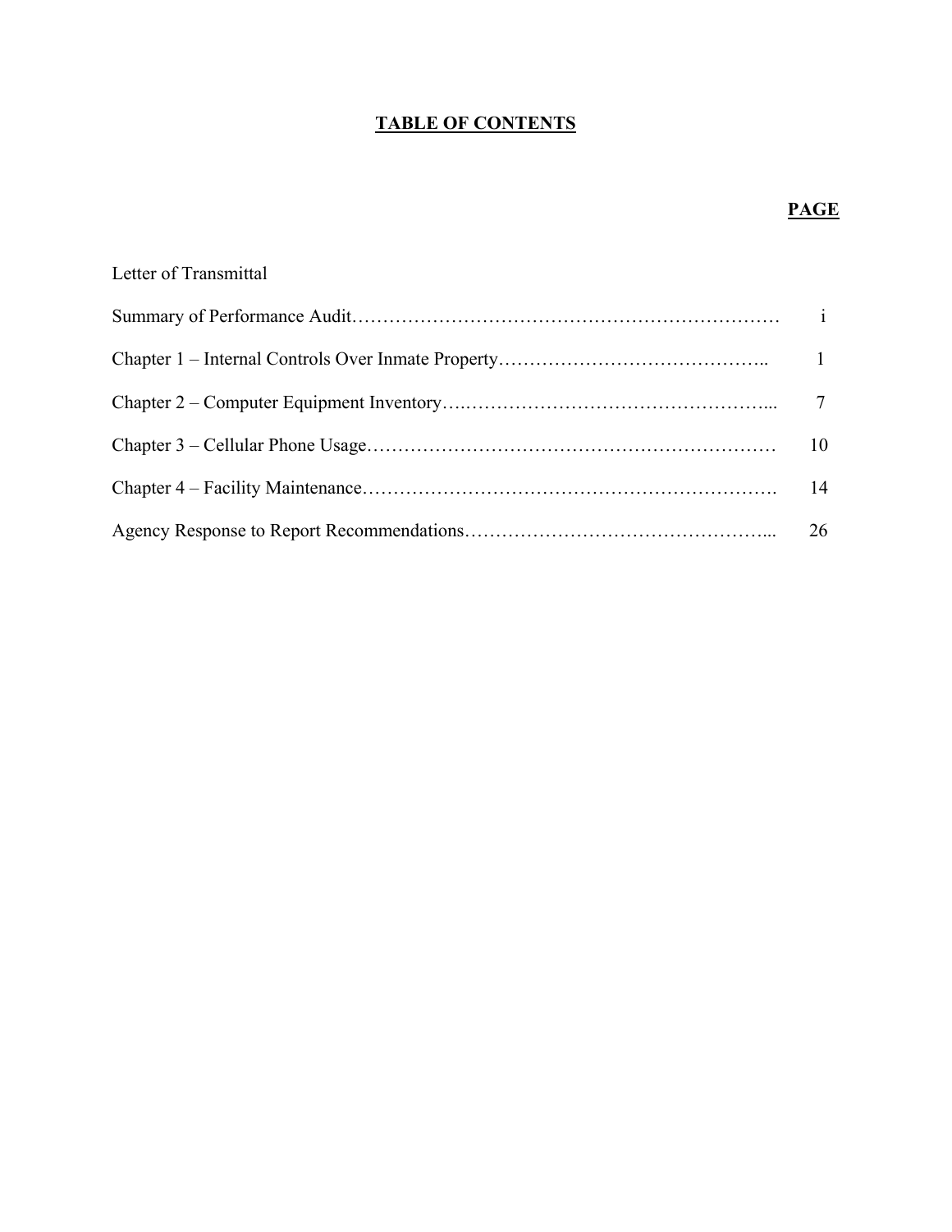# TABLE OF CONTENTS

| | PAGE |
|---|---|
| Letter of Transmittal | |
| Summary of Performance Audit | i |
| Chapter 1 – Internal Controls Over Inmate Property | 1 |
| Chapter 2 – Computer Equipment Inventory | 7 |
| Chapter 3 – Cellular Phone Usage | 10 |
| Chapter 4 – Facility Maintenance | 14 |
| Agency Response to Report Recommendations | 26 |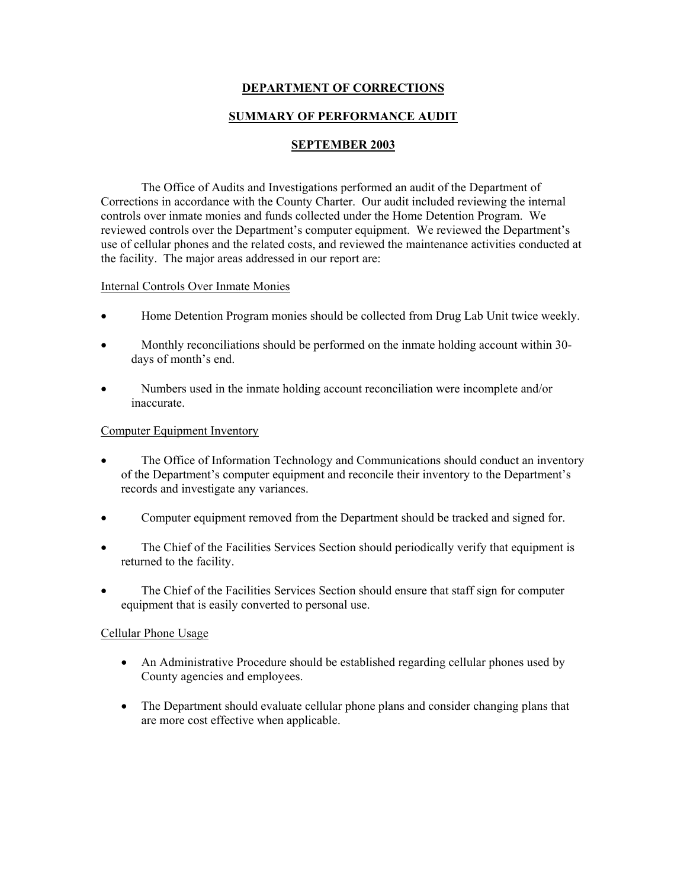# DEPARTMENT OF CORRECTIONS

## SUMMARY OF PERFORMANCE AUDIT

## SEPTEMBER 2003

The Office of Audits and Investigations performed an audit of the Department of Corrections in accordance with the County Charter. Our audit included reviewing the internal controls over inmate monies and funds collected under the Home Detention Program. We reviewed controls over the Department's computer equipment. We reviewed the Department's use of cellular phones and the related costs, and reviewed the maintenance activities conducted at the facility. The major areas addressed in our report are:

Internal Controls Over Inmate Monies

- Home Detention Program monies should be collected from Drug Lab Unit twice weekly.
- Monthly reconciliations should be performed on the inmate holding account within 30-days of month's end.
- Numbers used in the inmate holding account reconciliation were incomplete and/or inaccurate.

Computer Equipment Inventory

- The Office of Information Technology and Communications should conduct an inventory of the Department's computer equipment and reconcile their inventory to the Department's records and investigate any variances.
- Computer equipment removed from the Department should be tracked and signed for.
- The Chief of the Facilities Services Section should periodically verify that equipment is returned to the facility.
- The Chief of the Facilities Services Section should ensure that staff sign for computer equipment that is easily converted to personal use.

Cellular Phone Usage

- An Administrative Procedure should be established regarding cellular phones used by County agencies and employees.
- The Department should evaluate cellular phone plans and consider changing plans that are more cost effective when applicable.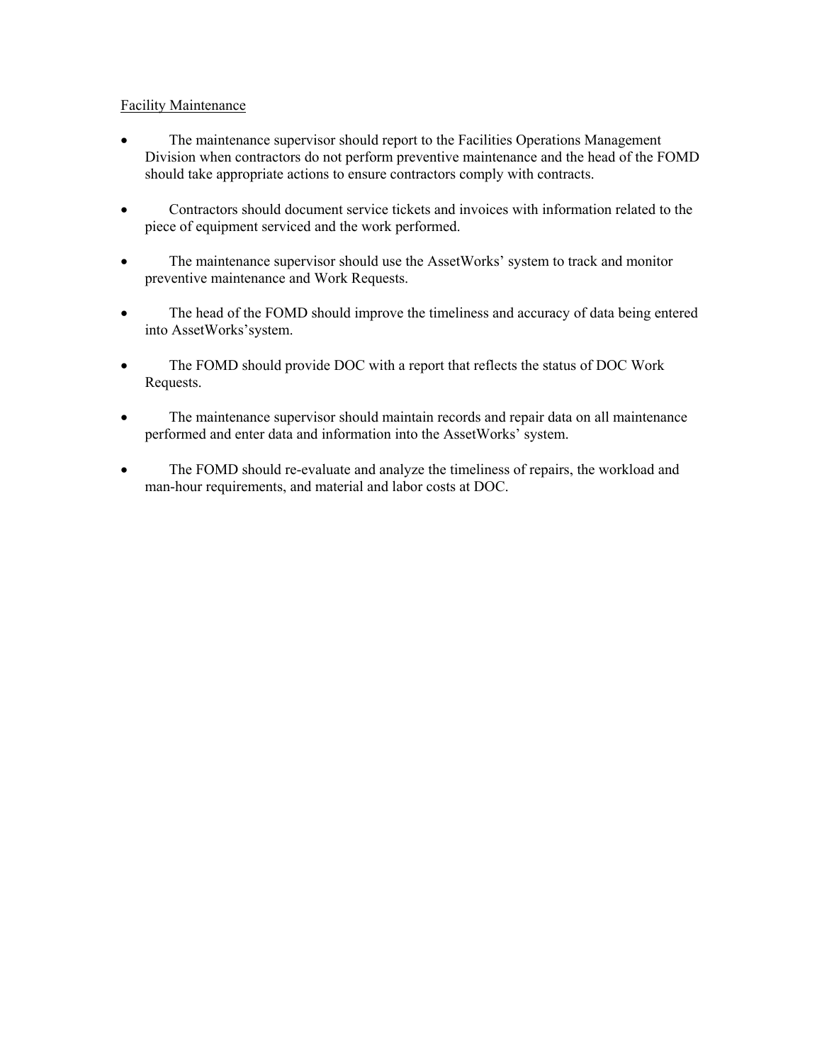Facility Maintenance

- The maintenance supervisor should report to the Facilities Operations Management Division when contractors do not perform preventive maintenance and the head of the FOMD should take appropriate actions to ensure contractors comply with contracts.

- Contractors should document service tickets and invoices with information related to the piece of equipment serviced and the work performed.

- The maintenance supervisor should use the AssetWorks' system to track and monitor preventive maintenance and Work Requests.

- The head of the FOMD should improve the timeliness and accuracy of data being entered into AssetWorks'system.

- The FOMD should provide DOC with a report that reflects the status of DOC Work Requests.

- The maintenance supervisor should maintain records and repair data on all maintenance performed and enter data and information into the AssetWorks' system.

- The FOMD should re-evaluate and analyze the timeliness of repairs, the workload and man-hour requirements, and material and labor costs at DOC.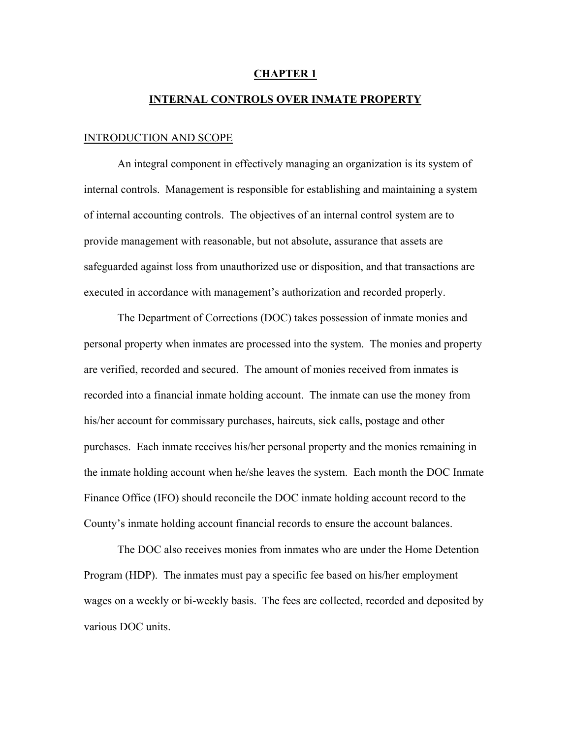# CHAPTER 1

## INTERNAL CONTROLS OVER INMATE PROPERTY

### INTRODUCTION AND SCOPE

An integral component in effectively managing an organization is its system of internal controls. Management is responsible for establishing and maintaining a system of internal accounting controls. The objectives of an internal control system are to provide management with reasonable, but not absolute, assurance that assets are safeguarded against loss from unauthorized use or disposition, and that transactions are executed in accordance with management's authorization and recorded properly.

The Department of Corrections (DOC) takes possession of inmate monies and personal property when inmates are processed into the system. The monies and property are verified, recorded and secured. The amount of monies received from inmates is recorded into a financial inmate holding account. The inmate can use the money from his/her account for commissary purchases, haircuts, sick calls, postage and other purchases. Each inmate receives his/her personal property and the monies remaining in the inmate holding account when he/she leaves the system. Each month the DOC Inmate Finance Office (IFO) should reconcile the DOC inmate holding account record to the County's inmate holding account financial records to ensure the account balances.

The DOC also receives monies from inmates who are under the Home Detention Program (HDP). The inmates must pay a specific fee based on his/her employment wages on a weekly or bi-weekly basis. The fees are collected, recorded and deposited by various DOC units.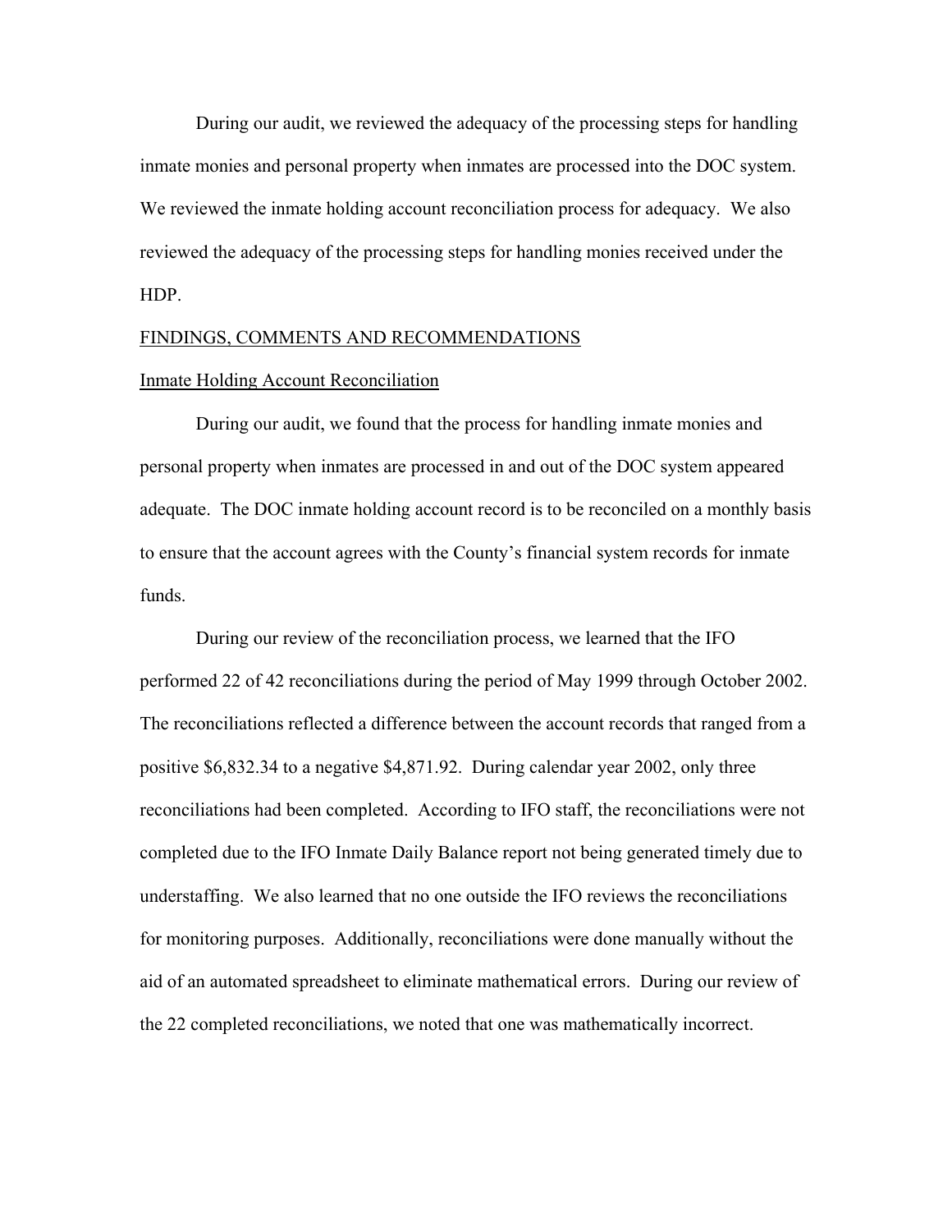During our audit, we reviewed the adequacy of the processing steps for handling inmate monies and personal property when inmates are processed into the DOC system. We reviewed the inmate holding account reconciliation process for adequacy. We also reviewed the adequacy of the processing steps for handling monies received under the HDP.

## FINDINGS, COMMENTS AND RECOMMENDATIONS

### Inmate Holding Account Reconciliation

During our audit, we found that the process for handling inmate monies and personal property when inmates are processed in and out of the DOC system appeared adequate. The DOC inmate holding account record is to be reconciled on a monthly basis to ensure that the account agrees with the County's financial system records for inmate funds.

During our review of the reconciliation process, we learned that the IFO performed 22 of 42 reconciliations during the period of May 1999 through October 2002. The reconciliations reflected a difference between the account records that ranged from a positive $6,832.34 to a negative $4,871.92. During calendar year 2002, only three reconciliations had been completed. According to IFO staff, the reconciliations were not completed due to the IFO Inmate Daily Balance report not being generated timely due to understaffing. We also learned that no one outside the IFO reviews the reconciliations for monitoring purposes. Additionally, reconciliations were done manually without the aid of an automated spreadsheet to eliminate mathematical errors. During our review of the 22 completed reconciliations, we noted that one was mathematically incorrect.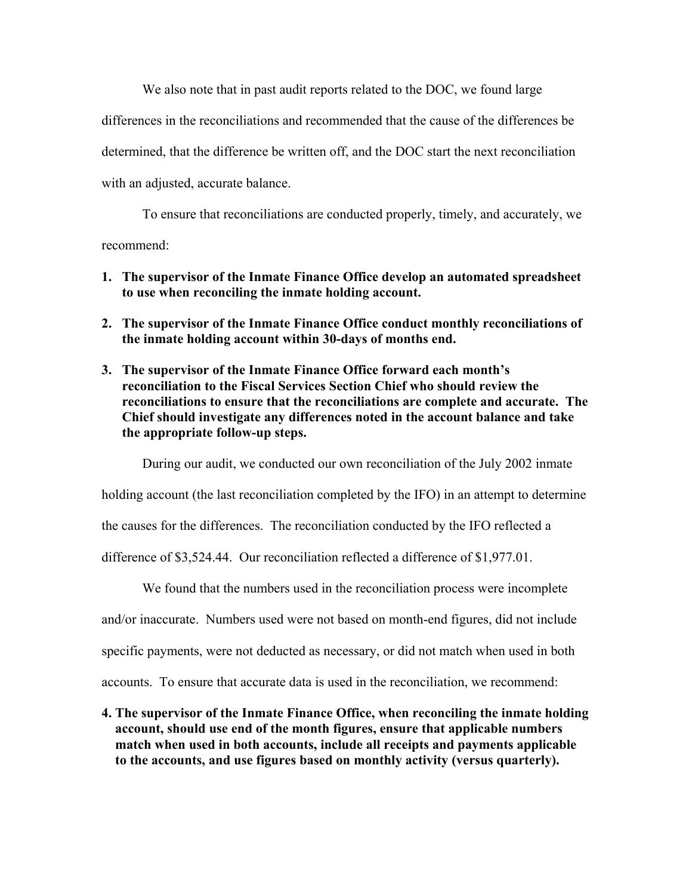We also note that in past audit reports related to the DOC, we found large differences in the reconciliations and recommended that the cause of the differences be determined, that the difference be written off, and the DOC start the next reconciliation with an adjusted, accurate balance.

To ensure that reconciliations are conducted properly, timely, and accurately, we recommend:

1. **The supervisor of the Inmate Finance Office develop an automated spreadsheet to use when reconciling the inmate holding account.**
2. **The supervisor of the Inmate Finance Office conduct monthly reconciliations of the inmate holding account within 30-days of months end.**
3. **The supervisor of the Inmate Finance Office forward each month's reconciliation to the Fiscal Services Section Chief who should review the reconciliations to ensure that the reconciliations are complete and accurate. The Chief should investigate any differences noted in the account balance and take the appropriate follow-up steps.**

During our audit, we conducted our own reconciliation of the July 2002 inmate holding account (the last reconciliation completed by the IFO) in an attempt to determine the causes for the differences. The reconciliation conducted by the IFO reflected a difference of $3,524.44. Our reconciliation reflected a difference of $1,977.01.

We found that the numbers used in the reconciliation process were incomplete and/or inaccurate. Numbers used were not based on month-end figures, did not include specific payments, were not deducted as necessary, or did not match when used in both accounts. To ensure that accurate data is used in the reconciliation, we recommend:

4. **The supervisor of the Inmate Finance Office, when reconciling the inmate holding account, should use end of the month figures, ensure that applicable numbers match when used in both accounts, include all receipts and payments applicable to the accounts, and use figures based on monthly activity (versus quarterly).**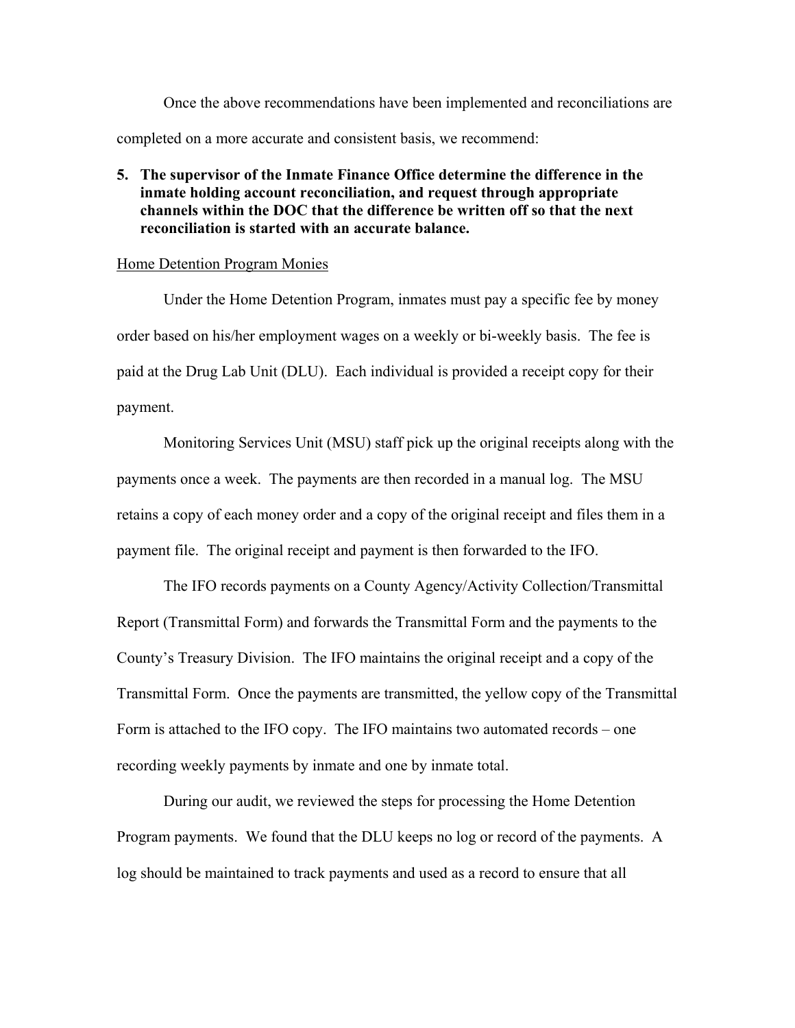Once the above recommendations have been implemented and reconciliations are completed on a more accurate and consistent basis, we recommend:

5. **The supervisor of the Inmate Finance Office determine the difference in the inmate holding account reconciliation, and request through appropriate channels within the DOC that the difference be written off so that the next reconciliation is started with an accurate balance.**

<u>Home Detention Program Monies</u>

Under the Home Detention Program, inmates must pay a specific fee by money order based on his/her employment wages on a weekly or bi-weekly basis. The fee is paid at the Drug Lab Unit (DLU). Each individual is provided a receipt copy for their payment.

Monitoring Services Unit (MSU) staff pick up the original receipts along with the payments once a week. The payments are then recorded in a manual log. The MSU retains a copy of each money order and a copy of the original receipt and files them in a payment file. The original receipt and payment is then forwarded to the IFO.

The IFO records payments on a County Agency/Activity Collection/Transmittal Report (Transmittal Form) and forwards the Transmittal Form and the payments to the County's Treasury Division. The IFO maintains the original receipt and a copy of the Transmittal Form. Once the payments are transmitted, the yellow copy of the Transmittal Form is attached to the IFO copy. The IFO maintains two automated records – one recording weekly payments by inmate and one by inmate total.

During our audit, we reviewed the steps for processing the Home Detention Program payments. We found that the DLU keeps no log or record of the payments. A log should be maintained to track payments and used as a record to ensure that all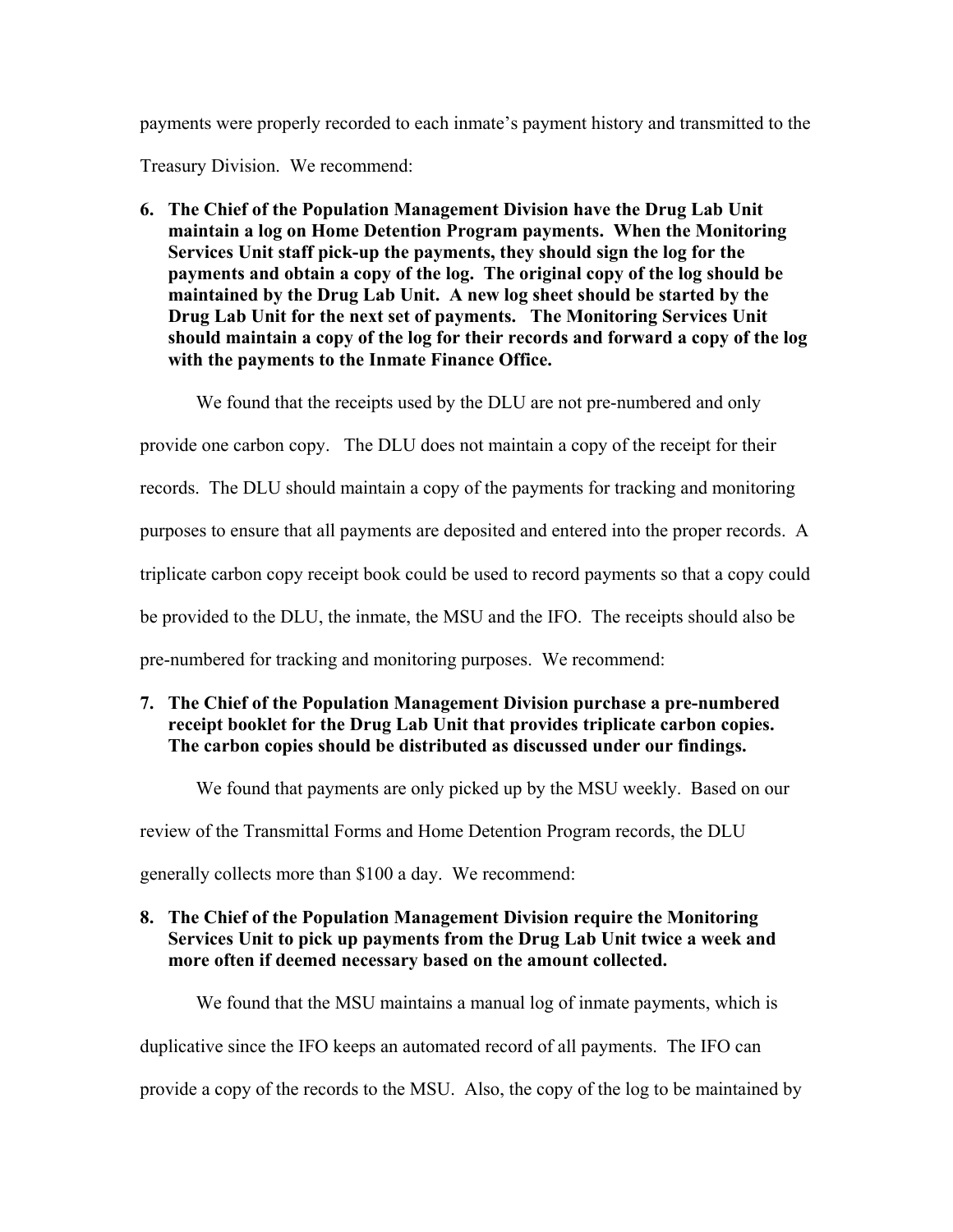payments were properly recorded to each inmate's payment history and transmitted to the Treasury Division. We recommend:

6. **The Chief of the Population Management Division have the Drug Lab Unit maintain a log on Home Detention Program payments. When the Monitoring Services Unit staff pick-up the payments, they should sign the log for the payments and obtain a copy of the log. The original copy of the log should be maintained by the Drug Lab Unit. A new log sheet should be started by the Drug Lab Unit for the next set of payments. The Monitoring Services Unit should maintain a copy of the log for their records and forward a copy of the log with the payments to the Inmate Finance Office.**

We found that the receipts used by the DLU are not pre-numbered and only provide one carbon copy. The DLU does not maintain a copy of the receipt for their records. The DLU should maintain a copy of the payments for tracking and monitoring purposes to ensure that all payments are deposited and entered into the proper records. A triplicate carbon copy receipt book could be used to record payments so that a copy could be provided to the DLU, the inmate, the MSU and the IFO. The receipts should also be pre-numbered for tracking and monitoring purposes. We recommend:

7. **The Chief of the Population Management Division purchase a pre-numbered receipt booklet for the Drug Lab Unit that provides triplicate carbon copies. The carbon copies should be distributed as discussed under our findings.**

We found that payments are only picked up by the MSU weekly. Based on our review of the Transmittal Forms and Home Detention Program records, the DLU generally collects more than $100 a day. We recommend:

8. **The Chief of the Population Management Division require the Monitoring Services Unit to pick up payments from the Drug Lab Unit twice a week and more often if deemed necessary based on the amount collected.**

We found that the MSU maintains a manual log of inmate payments, which is duplicative since the IFO keeps an automated record of all payments. The IFO can provide a copy of the records to the MSU. Also, the copy of the log to be maintained by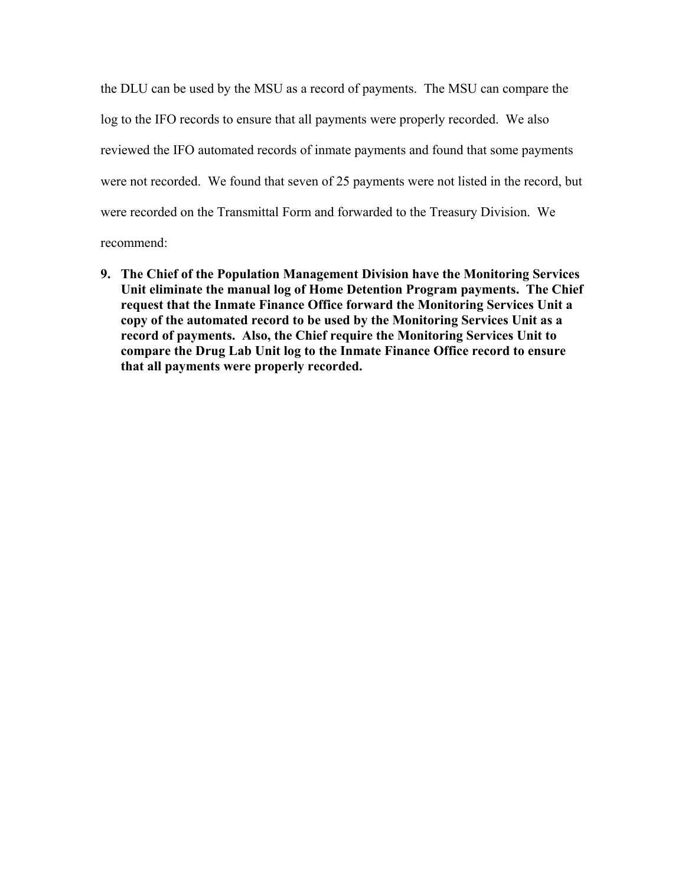the DLU can be used by the MSU as a record of payments. The MSU can compare the log to the IFO records to ensure that all payments were properly recorded. We also reviewed the IFO automated records of inmate payments and found that some payments were not recorded. We found that seven of 25 payments were not listed in the record, but were recorded on the Transmittal Form and forwarded to the Treasury Division. We recommend:

9. **The Chief of the Population Management Division have the Monitoring Services Unit eliminate the manual log of Home Detention Program payments. The Chief request that the Inmate Finance Office forward the Monitoring Services Unit a copy of the automated record to be used by the Monitoring Services Unit as a record of payments. Also, the Chief require the Monitoring Services Unit to compare the Drug Lab Unit log to the Inmate Finance Office record to ensure that all payments were properly recorded.**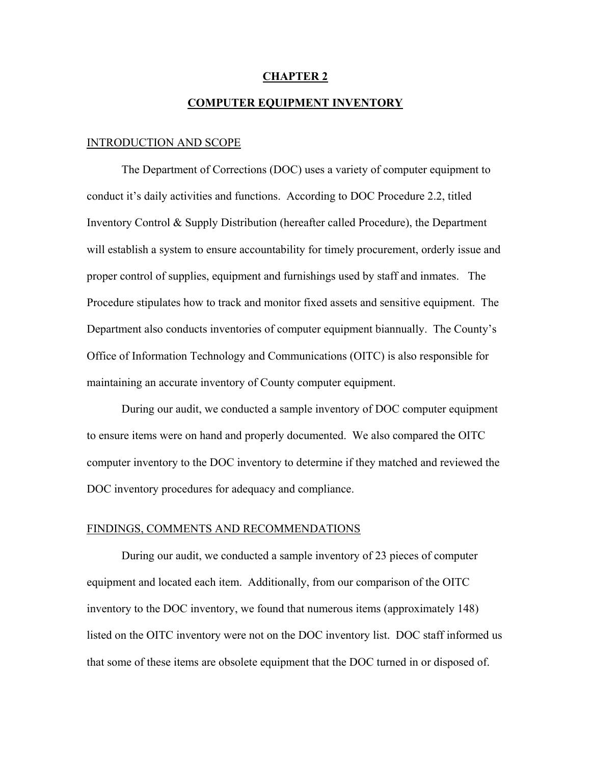# CHAPTER 2

## COMPUTER EQUIPMENT INVENTORY

### INTRODUCTION AND SCOPE

The Department of Corrections (DOC) uses a variety of computer equipment to conduct it's daily activities and functions. According to DOC Procedure 2.2, titled Inventory Control & Supply Distribution (hereafter called Procedure), the Department will establish a system to ensure accountability for timely procurement, orderly issue and proper control of supplies, equipment and furnishings used by staff and inmates. The Procedure stipulates how to track and monitor fixed assets and sensitive equipment. The Department also conducts inventories of computer equipment biannually. The County's Office of Information Technology and Communications (OITC) is also responsible for maintaining an accurate inventory of County computer equipment.

During our audit, we conducted a sample inventory of DOC computer equipment to ensure items were on hand and properly documented. We also compared the OITC computer inventory to the DOC inventory to determine if they matched and reviewed the DOC inventory procedures for adequacy and compliance.

### FINDINGS, COMMENTS AND RECOMMENDATIONS

During our audit, we conducted a sample inventory of 23 pieces of computer equipment and located each item. Additionally, from our comparison of the OITC inventory to the DOC inventory, we found that numerous items (approximately 148) listed on the OITC inventory were not on the DOC inventory list. DOC staff informed us that some of these items are obsolete equipment that the DOC turned in or disposed of.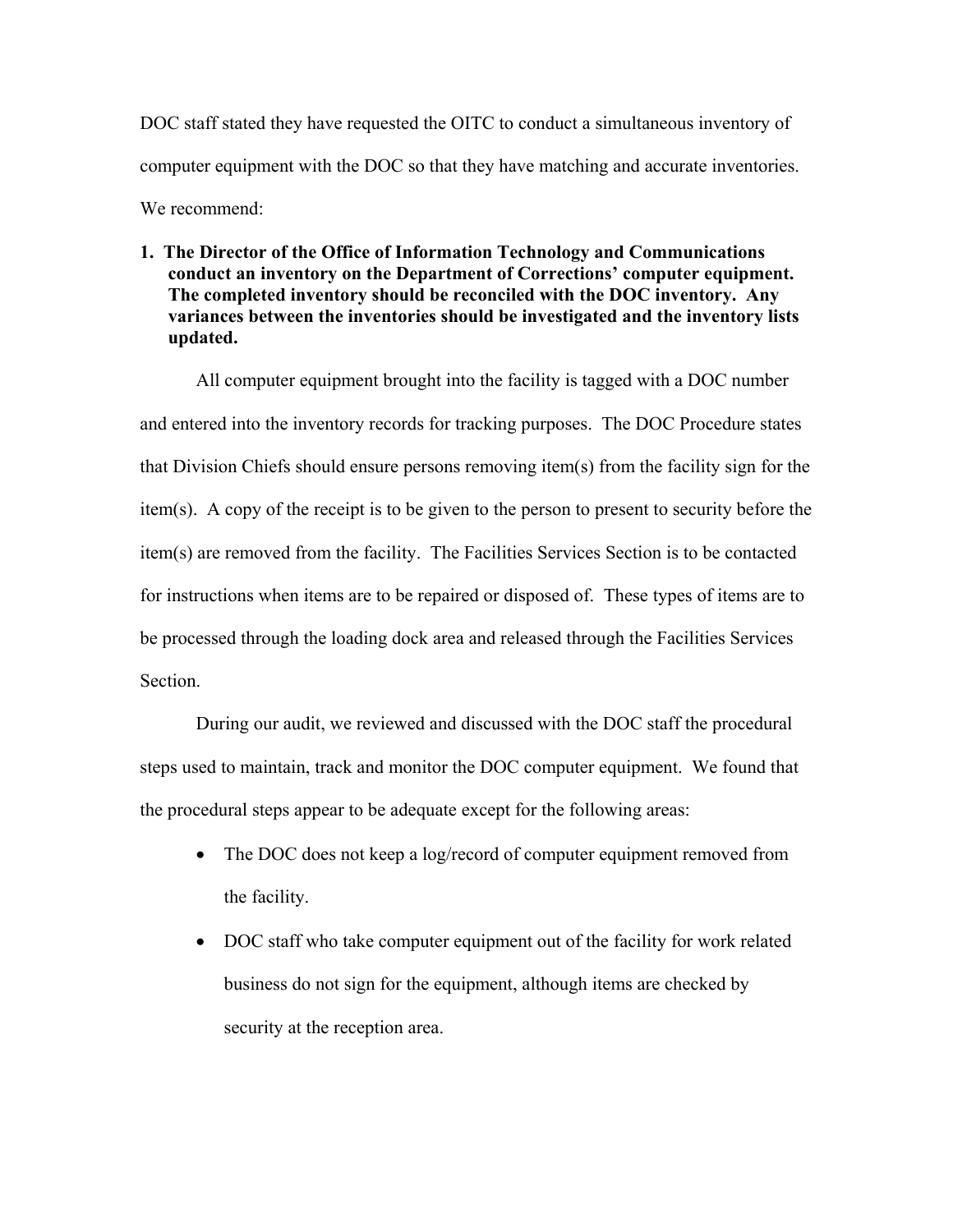DOC staff stated they have requested the OITC to conduct a simultaneous inventory of computer equipment with the DOC so that they have matching and accurate inventories.

We recommend:

**1. The Director of the Office of Information Technology and Communications conduct an inventory on the Department of Corrections' computer equipment. The completed inventory should be reconciled with the DOC inventory. Any variances between the inventories should be investigated and the inventory lists updated.**

All computer equipment brought into the facility is tagged with a DOC number and entered into the inventory records for tracking purposes. The DOC Procedure states that Division Chiefs should ensure persons removing item(s) from the facility sign for the item(s). A copy of the receipt is to be given to the person to present to security before the item(s) are removed from the facility. The Facilities Services Section is to be contacted for instructions when items are to be repaired or disposed of. These types of items are to be processed through the loading dock area and released through the Facilities Services Section.

During our audit, we reviewed and discussed with the DOC staff the procedural steps used to maintain, track and monitor the DOC computer equipment. We found that the procedural steps appear to be adequate except for the following areas:

- The DOC does not keep a log/record of computer equipment removed from the facility.
- DOC staff who take computer equipment out of the facility for work related business do not sign for the equipment, although items are checked by security at the reception area.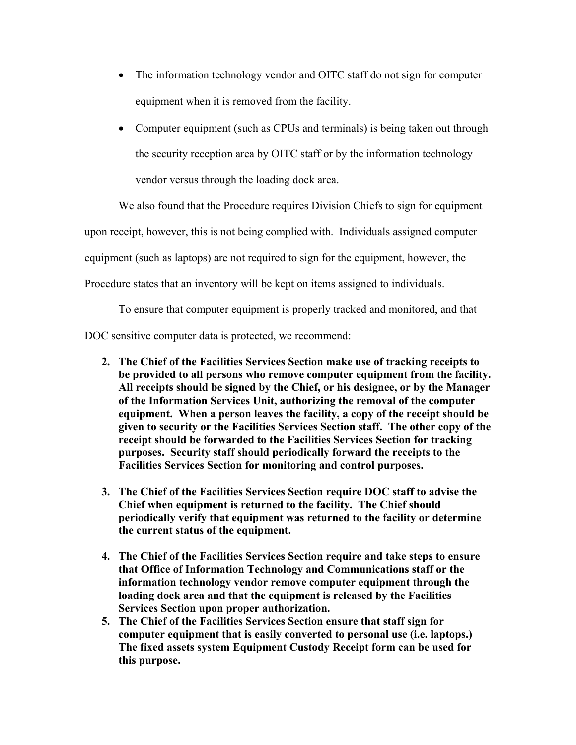- The information technology vendor and OITC staff do not sign for computer equipment when it is removed from the facility.
- Computer equipment (such as CPUs and terminals) is being taken out through the security reception area by OITC staff or by the information technology vendor versus through the loading dock area.

We also found that the Procedure requires Division Chiefs to sign for equipment upon receipt, however, this is not being complied with. Individuals assigned computer equipment (such as laptops) are not required to sign for the equipment, however, the Procedure states that an inventory will be kept on items assigned to individuals.

To ensure that computer equipment is properly tracked and monitored, and that DOC sensitive computer data is protected, we recommend:

2. **The Chief of the Facilities Services Section make use of tracking receipts to be provided to all persons who remove computer equipment from the facility. All receipts should be signed by the Chief, or his designee, or by the Manager of the Information Services Unit, authorizing the removal of the computer equipment. When a person leaves the facility, a copy of the receipt should be given to security or the Facilities Services Section staff. The other copy of the receipt should be forwarded to the Facilities Services Section for tracking purposes. Security staff should periodically forward the receipts to the Facilities Services Section for monitoring and control purposes.**

3. **The Chief of the Facilities Services Section require DOC staff to advise the Chief when equipment is returned to the facility. The Chief should periodically verify that equipment was returned to the facility or determine the current status of the equipment.**

4. **The Chief of the Facilities Services Section require and take steps to ensure that Office of Information Technology and Communications staff or the information technology vendor remove computer equipment through the loading dock area and that the equipment is released by the Facilities Services Section upon proper authorization.**

5. **The Chief of the Facilities Services Section ensure that staff sign for computer equipment that is easily converted to personal use (i.e. laptops.) The fixed assets system Equipment Custody Receipt form can be used for this purpose.**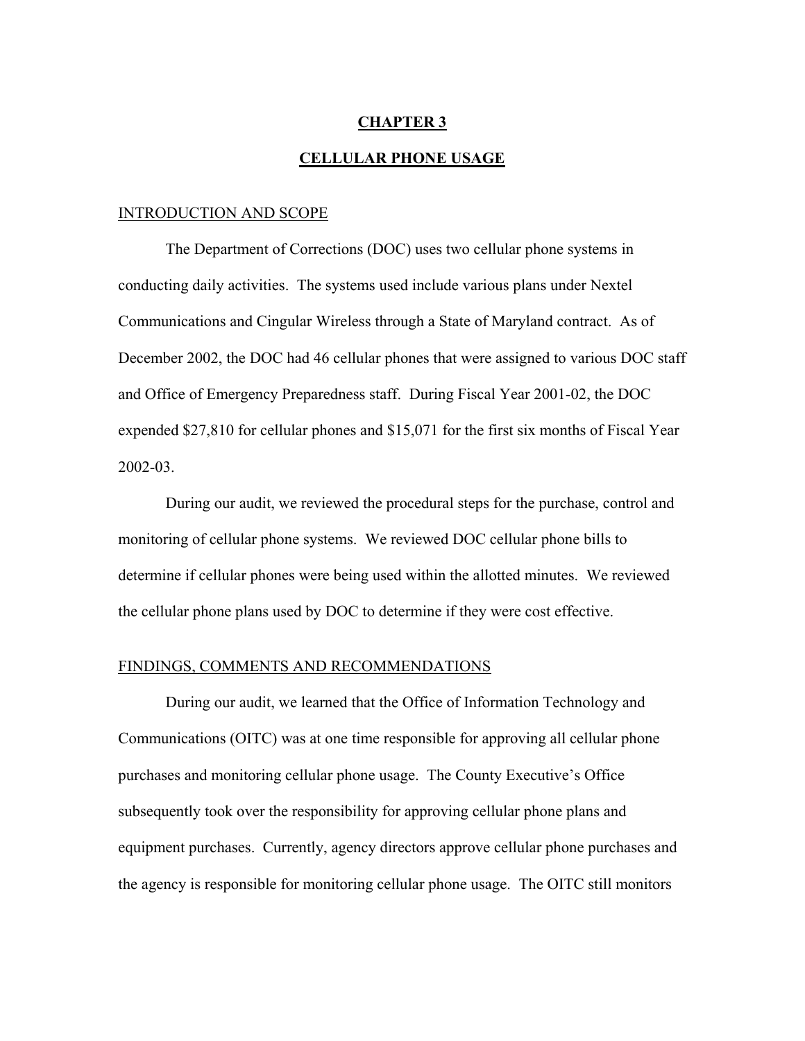# CHAPTER 3

## CELLULAR PHONE USAGE

### INTRODUCTION AND SCOPE

The Department of Corrections (DOC) uses two cellular phone systems in conducting daily activities. The systems used include various plans under Nextel Communications and Cingular Wireless through a State of Maryland contract. As of December 2002, the DOC had 46 cellular phones that were assigned to various DOC staff and Office of Emergency Preparedness staff. During Fiscal Year 2001-02, the DOC expended $27,810 for cellular phones and $15,071 for the first six months of Fiscal Year 2002-03.

During our audit, we reviewed the procedural steps for the purchase, control and monitoring of cellular phone systems. We reviewed DOC cellular phone bills to determine if cellular phones were being used within the allotted minutes. We reviewed the cellular phone plans used by DOC to determine if they were cost effective.

### FINDINGS, COMMENTS AND RECOMMENDATIONS

During our audit, we learned that the Office of Information Technology and Communications (OITC) was at one time responsible for approving all cellular phone purchases and monitoring cellular phone usage. The County Executive's Office subsequently took over the responsibility for approving cellular phone plans and equipment purchases. Currently, agency directors approve cellular phone purchases and the agency is responsible for monitoring cellular phone usage. The OITC still monitors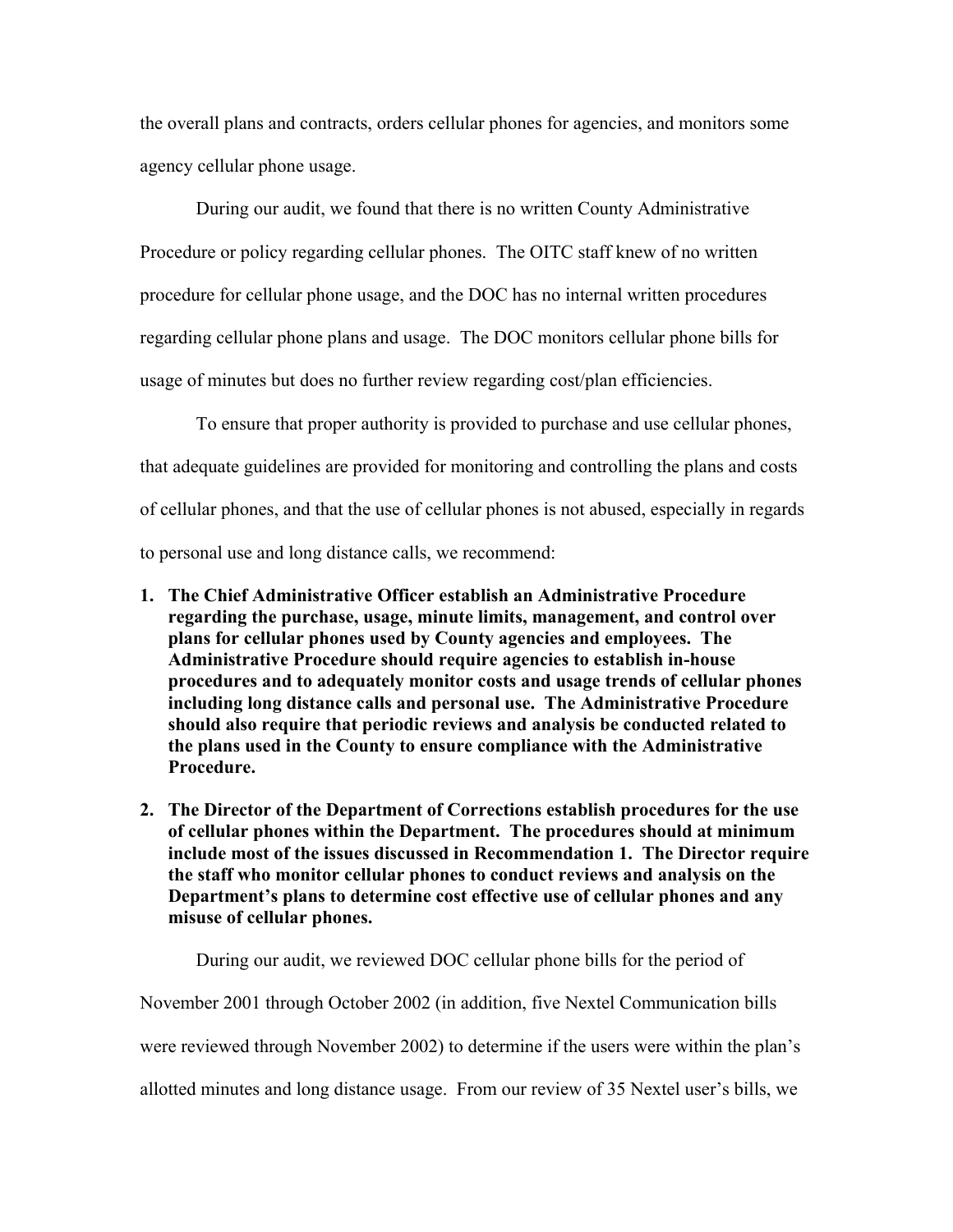the overall plans and contracts, orders cellular phones for agencies, and monitors some agency cellular phone usage.

During our audit, we found that there is no written County Administrative Procedure or policy regarding cellular phones. The OITC staff knew of no written procedure for cellular phone usage, and the DOC has no internal written procedures regarding cellular phone plans and usage. The DOC monitors cellular phone bills for usage of minutes but does no further review regarding cost/plan efficiencies.

To ensure that proper authority is provided to purchase and use cellular phones, that adequate guidelines are provided for monitoring and controlling the plans and costs of cellular phones, and that the use of cellular phones is not abused, especially in regards to personal use and long distance calls, we recommend:

1. **The Chief Administrative Officer establish an Administrative Procedure regarding the purchase, usage, minute limits, management, and control over plans for cellular phones used by County agencies and employees. The Administrative Procedure should require agencies to establish in-house procedures and to adequately monitor costs and usage trends of cellular phones including long distance calls and personal use. The Administrative Procedure should also require that periodic reviews and analysis be conducted related to the plans used in the County to ensure compliance with the Administrative Procedure.**

2. **The Director of the Department of Corrections establish procedures for the use of cellular phones within the Department. The procedures should at minimum include most of the issues discussed in Recommendation 1. The Director require the staff who monitor cellular phones to conduct reviews and analysis on the Department's plans to determine cost effective use of cellular phones and any misuse of cellular phones.**

During our audit, we reviewed DOC cellular phone bills for the period of November 2001 through October 2002 (in addition, five Nextel Communication bills were reviewed through November 2002) to determine if the users were within the plan's allotted minutes and long distance usage. From our review of 35 Nextel user's bills, we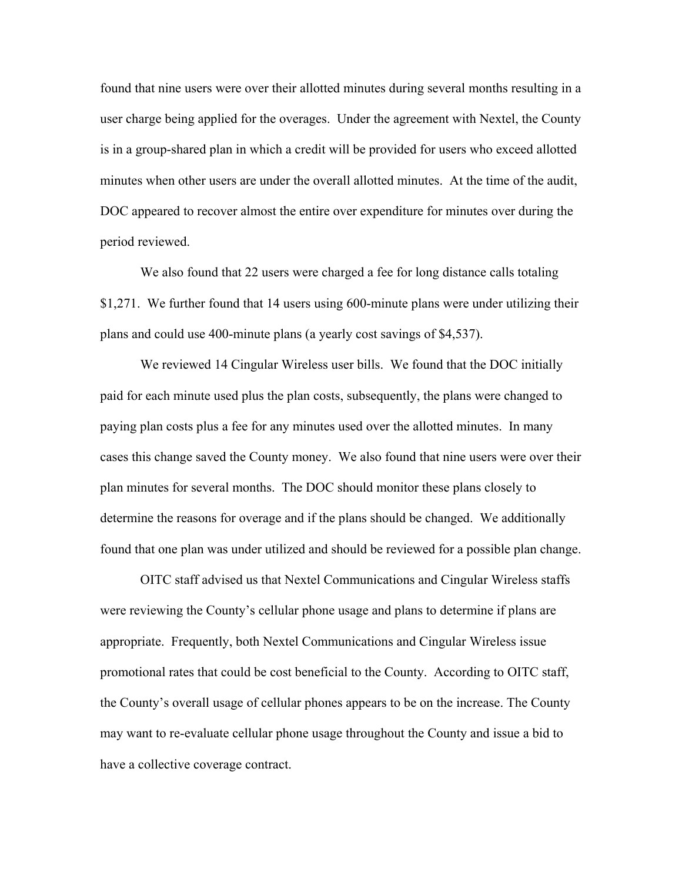found that nine users were over their allotted minutes during several months resulting in a user charge being applied for the overages. Under the agreement with Nextel, the County is in a group-shared plan in which a credit will be provided for users who exceed allotted minutes when other users are under the overall allotted minutes. At the time of the audit, DOC appeared to recover almost the entire over expenditure for minutes over during the period reviewed.

We also found that 22 users were charged a fee for long distance calls totaling $1,271. We further found that 14 users using 600-minute plans were under utilizing their plans and could use 400-minute plans (a yearly cost savings of $4,537).

We reviewed 14 Cingular Wireless user bills. We found that the DOC initially paid for each minute used plus the plan costs, subsequently, the plans were changed to paying plan costs plus a fee for any minutes used over the allotted minutes. In many cases this change saved the County money. We also found that nine users were over their plan minutes for several months. The DOC should monitor these plans closely to determine the reasons for overage and if the plans should be changed. We additionally found that one plan was under utilized and should be reviewed for a possible plan change.

OITC staff advised us that Nextel Communications and Cingular Wireless staffs were reviewing the County's cellular phone usage and plans to determine if plans are appropriate. Frequently, both Nextel Communications and Cingular Wireless issue promotional rates that could be cost beneficial to the County. According to OITC staff, the County's overall usage of cellular phones appears to be on the increase. The County may want to re-evaluate cellular phone usage throughout the County and issue a bid to have a collective coverage contract.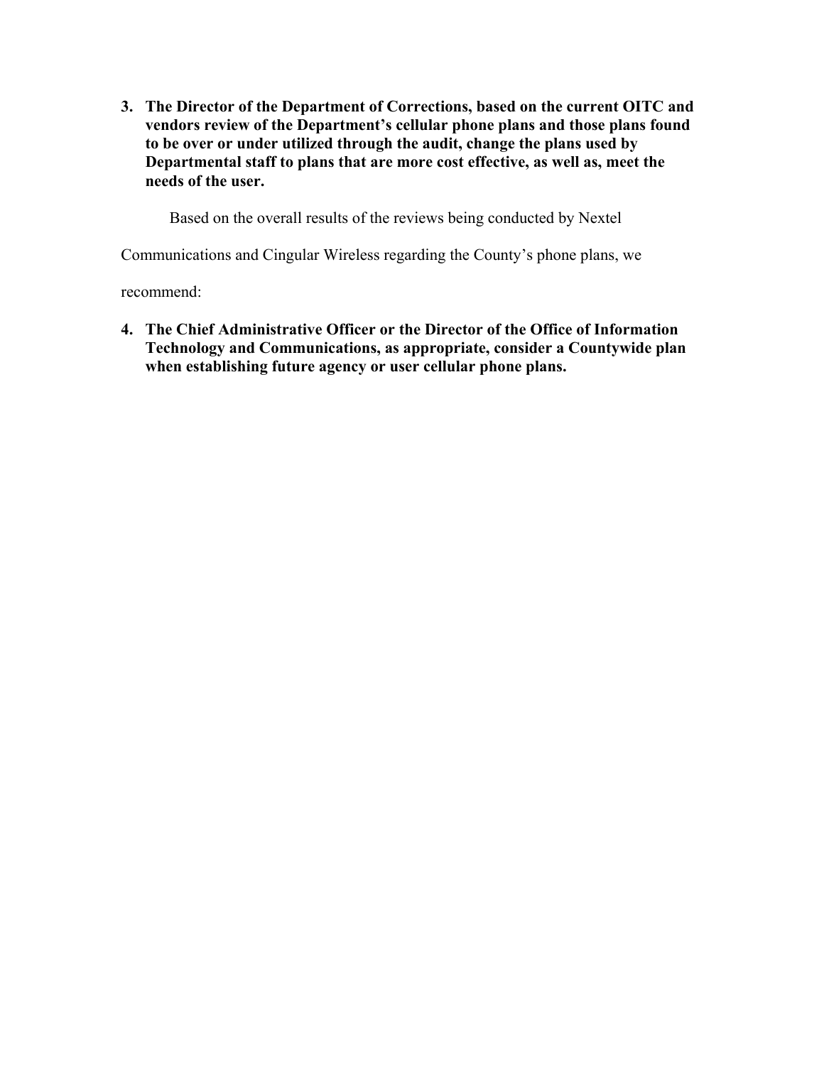3. **The Director of the Department of Corrections, based on the current OITC and vendors review of the Department's cellular phone plans and those plans found to be over or under utilized through the audit, change the plans used by Departmental staff to plans that are more cost effective, as well as, meet the needs of the user.**

Based on the overall results of the reviews being conducted by Nextel Communications and Cingular Wireless regarding the County's phone plans, we recommend:

4. **The Chief Administrative Officer or the Director of the Office of Information Technology and Communications, as appropriate, consider a Countywide plan when establishing future agency or user cellular phone plans.**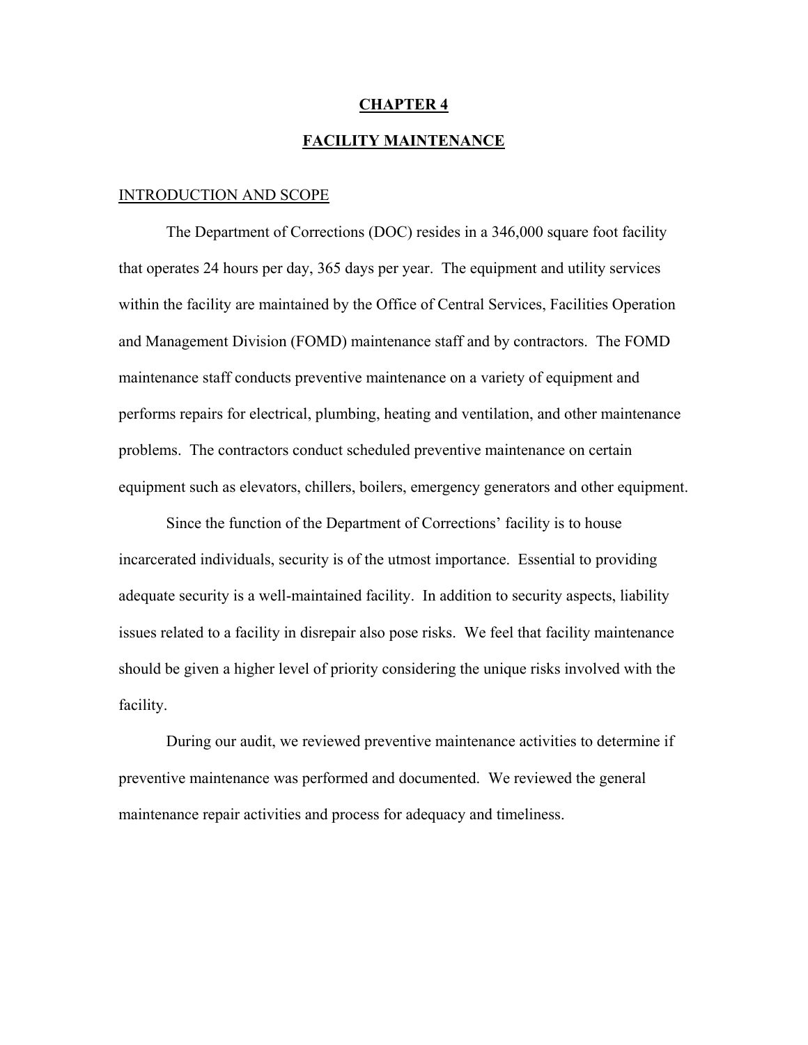# CHAPTER 4

## FACILITY MAINTENANCE

### INTRODUCTION AND SCOPE

The Department of Corrections (DOC) resides in a 346,000 square foot facility that operates 24 hours per day, 365 days per year. The equipment and utility services within the facility are maintained by the Office of Central Services, Facilities Operation and Management Division (FOMD) maintenance staff and by contractors. The FOMD maintenance staff conducts preventive maintenance on a variety of equipment and performs repairs for electrical, plumbing, heating and ventilation, and other maintenance problems. The contractors conduct scheduled preventive maintenance on certain equipment such as elevators, chillers, boilers, emergency generators and other equipment.

Since the function of the Department of Corrections' facility is to house incarcerated individuals, security is of the utmost importance. Essential to providing adequate security is a well-maintained facility. In addition to security aspects, liability issues related to a facility in disrepair also pose risks. We feel that facility maintenance should be given a higher level of priority considering the unique risks involved with the facility.

During our audit, we reviewed preventive maintenance activities to determine if preventive maintenance was performed and documented. We reviewed the general maintenance repair activities and process for adequacy and timeliness.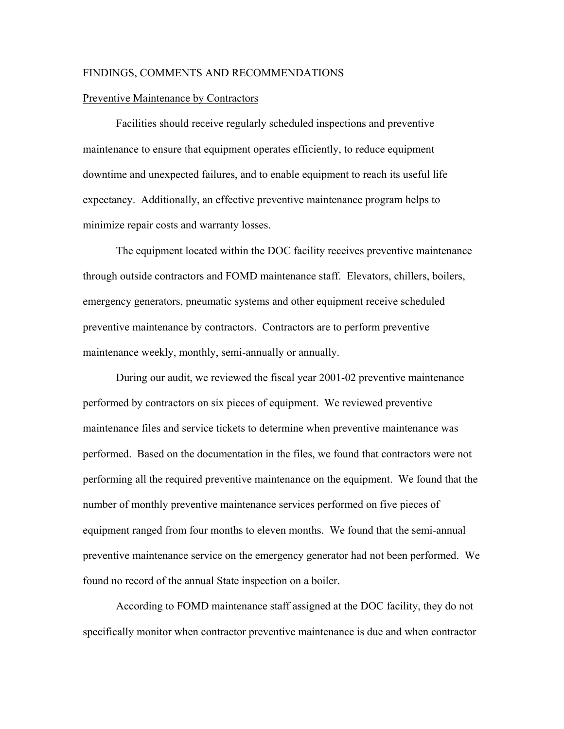## FINDINGS, COMMENTS AND RECOMMENDATIONS

### Preventive Maintenance by Contractors

Facilities should receive regularly scheduled inspections and preventive maintenance to ensure that equipment operates efficiently, to reduce equipment downtime and unexpected failures, and to enable equipment to reach its useful life expectancy. Additionally, an effective preventive maintenance program helps to minimize repair costs and warranty losses.

The equipment located within the DOC facility receives preventive maintenance through outside contractors and FOMD maintenance staff. Elevators, chillers, boilers, emergency generators, pneumatic systems and other equipment receive scheduled preventive maintenance by contractors. Contractors are to perform preventive maintenance weekly, monthly, semi-annually or annually.

During our audit, we reviewed the fiscal year 2001-02 preventive maintenance performed by contractors on six pieces of equipment. We reviewed preventive maintenance files and service tickets to determine when preventive maintenance was performed. Based on the documentation in the files, we found that contractors were not performing all the required preventive maintenance on the equipment. We found that the number of monthly preventive maintenance services performed on five pieces of equipment ranged from four months to eleven months. We found that the semi-annual preventive maintenance service on the emergency generator had not been performed. We found no record of the annual State inspection on a boiler.

According to FOMD maintenance staff assigned at the DOC facility, they do not specifically monitor when contractor preventive maintenance is due and when contractor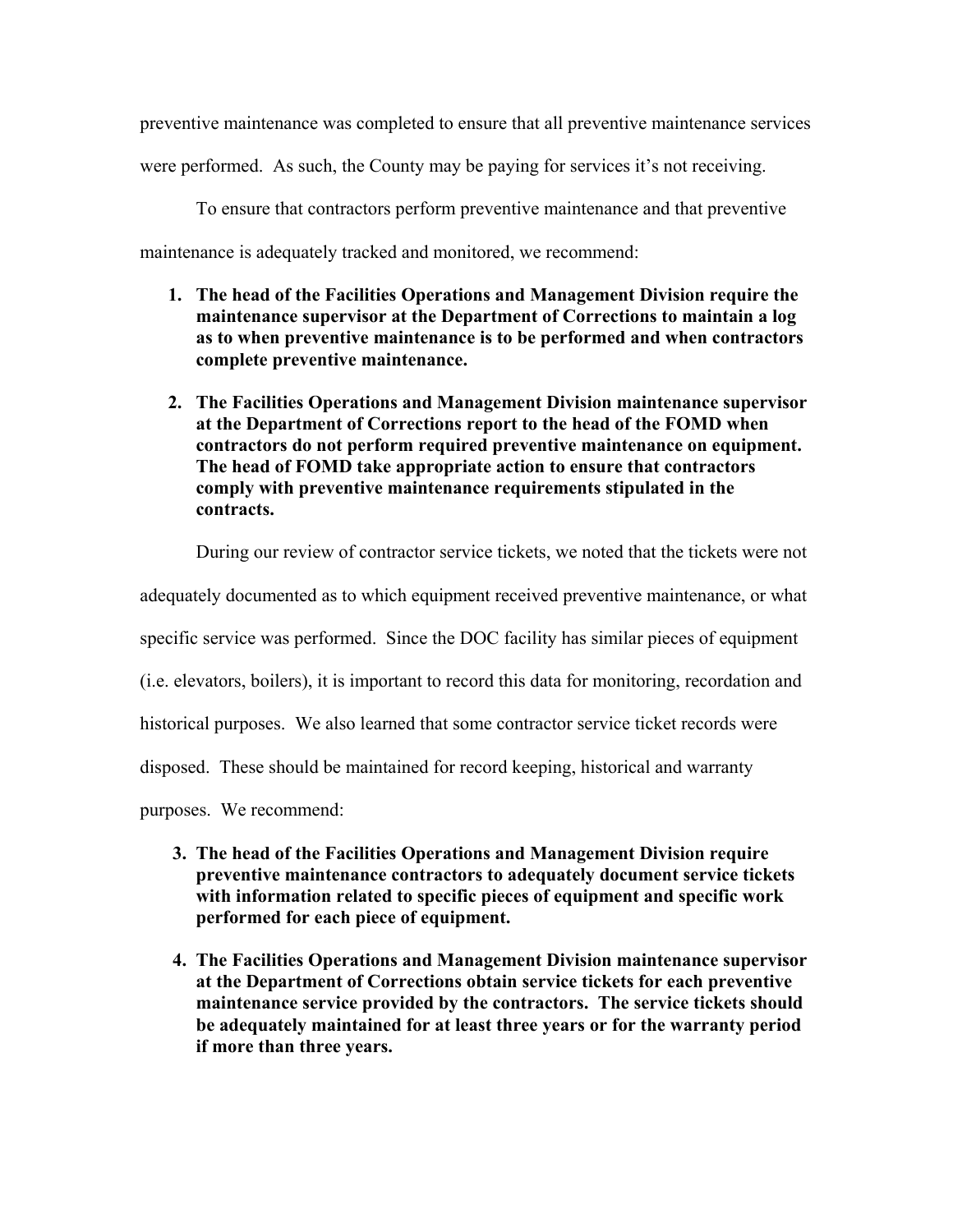preventive maintenance was completed to ensure that all preventive maintenance services were performed. As such, the County may be paying for services it's not receiving.

To ensure that contractors perform preventive maintenance and that preventive maintenance is adequately tracked and monitored, we recommend:

1. **The head of the Facilities Operations and Management Division require the maintenance supervisor at the Department of Corrections to maintain a log as to when preventive maintenance is to be performed and when contractors complete preventive maintenance.**

2. **The Facilities Operations and Management Division maintenance supervisor at the Department of Corrections report to the head of the FOMD when contractors do not perform required preventive maintenance on equipment. The head of FOMD take appropriate action to ensure that contractors comply with preventive maintenance requirements stipulated in the contracts.**

During our review of contractor service tickets, we noted that the tickets were not adequately documented as to which equipment received preventive maintenance, or what specific service was performed. Since the DOC facility has similar pieces of equipment (i.e. elevators, boilers), it is important to record this data for monitoring, recordation and historical purposes. We also learned that some contractor service ticket records were disposed. These should be maintained for record keeping, historical and warranty purposes. We recommend:

3. **The head of the Facilities Operations and Management Division require preventive maintenance contractors to adequately document service tickets with information related to specific pieces of equipment and specific work performed for each piece of equipment.**

4. **The Facilities Operations and Management Division maintenance supervisor at the Department of Corrections obtain service tickets for each preventive maintenance service provided by the contractors. The service tickets should be adequately maintained for at least three years or for the warranty period if more than three years.**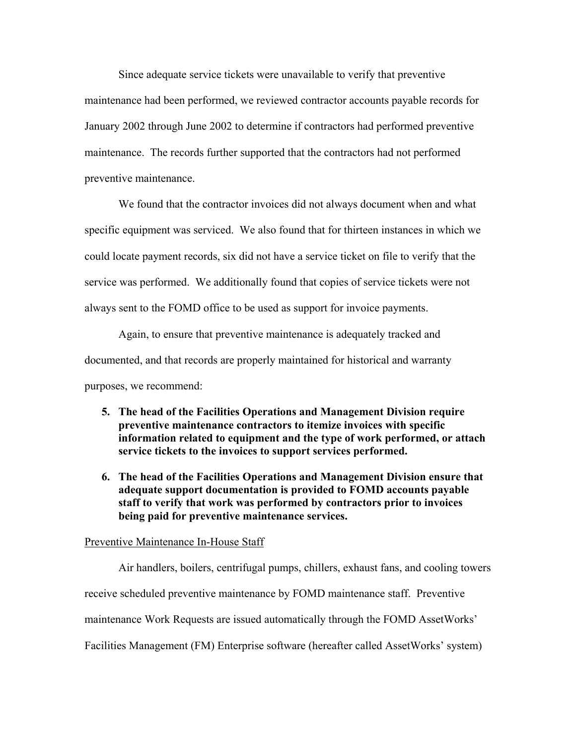Since adequate service tickets were unavailable to verify that preventive maintenance had been performed, we reviewed contractor accounts payable records for January 2002 through June 2002 to determine if contractors had performed preventive maintenance. The records further supported that the contractors had not performed preventive maintenance.

We found that the contractor invoices did not always document when and what specific equipment was serviced. We also found that for thirteen instances in which we could locate payment records, six did not have a service ticket on file to verify that the service was performed. We additionally found that copies of service tickets were not always sent to the FOMD office to be used as support for invoice payments.

Again, to ensure that preventive maintenance is adequately tracked and documented, and that records are properly maintained for historical and warranty purposes, we recommend:

5. **The head of the Facilities Operations and Management Division require preventive maintenance contractors to itemize invoices with specific information related to equipment and the type of work performed, or attach service tickets to the invoices to support services performed.**

6. **The head of the Facilities Operations and Management Division ensure that adequate support documentation is provided to FOMD accounts payable staff to verify that work was performed by contractors prior to invoices being paid for preventive maintenance services.**

<u>Preventive Maintenance In-House Staff</u>

Air handlers, boilers, centrifugal pumps, chillers, exhaust fans, and cooling towers receive scheduled preventive maintenance by FOMD maintenance staff. Preventive maintenance Work Requests are issued automatically through the FOMD AssetWorks' Facilities Management (FM) Enterprise software (hereafter called AssetWorks' system)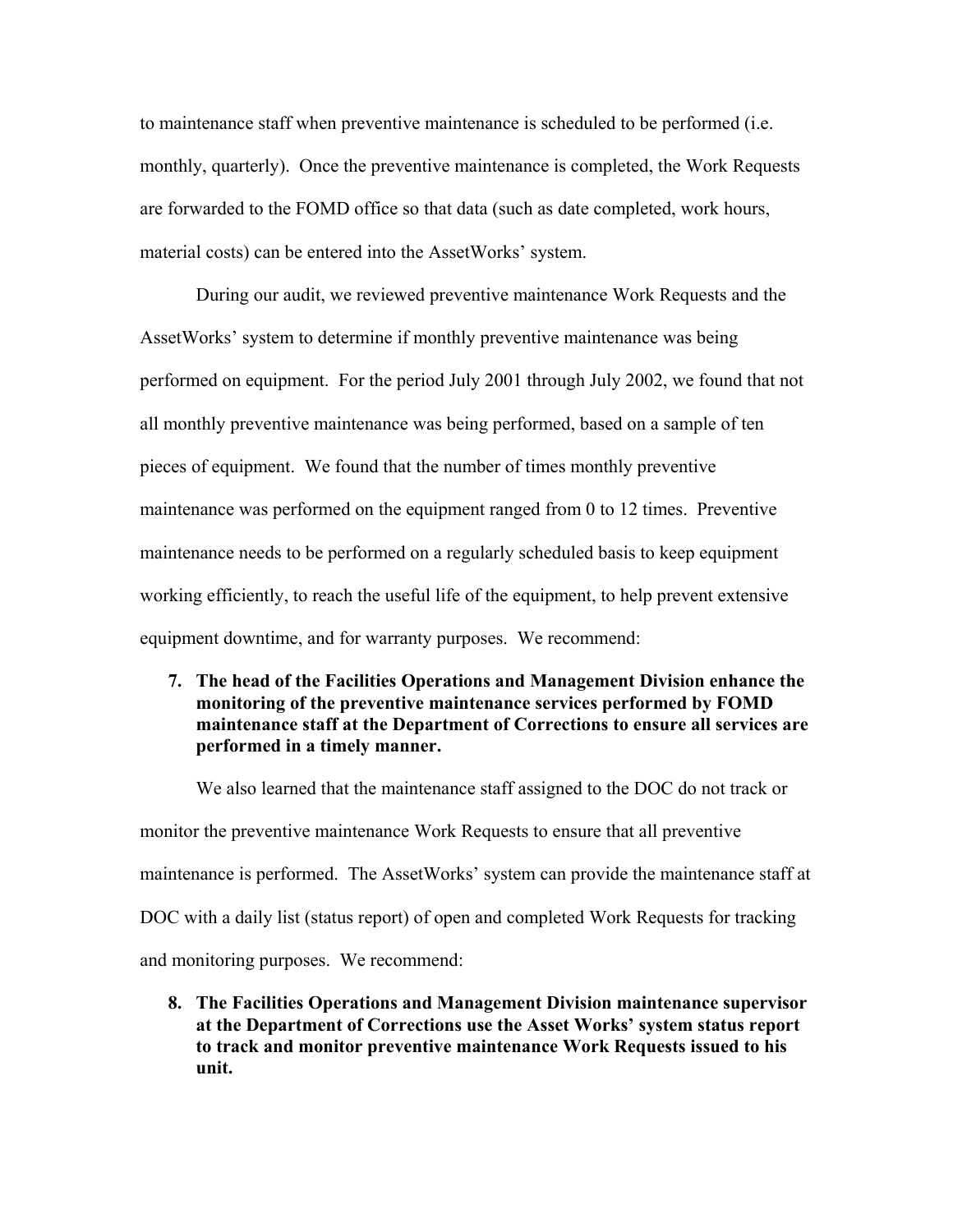to maintenance staff when preventive maintenance is scheduled to be performed (i.e. monthly, quarterly). Once the preventive maintenance is completed, the Work Requests are forwarded to the FOMD office so that data (such as date completed, work hours, material costs) can be entered into the AssetWorks' system.

During our audit, we reviewed preventive maintenance Work Requests and the AssetWorks' system to determine if monthly preventive maintenance was being performed on equipment. For the period July 2001 through July 2002, we found that not all monthly preventive maintenance was being performed, based on a sample of ten pieces of equipment. We found that the number of times monthly preventive maintenance was performed on the equipment ranged from 0 to 12 times. Preventive maintenance needs to be performed on a regularly scheduled basis to keep equipment working efficiently, to reach the useful life of the equipment, to help prevent extensive equipment downtime, and for warranty purposes. We recommend:

7. **The head of the Facilities Operations and Management Division enhance the monitoring of the preventive maintenance services performed by FOMD maintenance staff at the Department of Corrections to ensure all services are performed in a timely manner.**

We also learned that the maintenance staff assigned to the DOC do not track or monitor the preventive maintenance Work Requests to ensure that all preventive maintenance is performed. The AssetWorks' system can provide the maintenance staff at DOC with a daily list (status report) of open and completed Work Requests for tracking and monitoring purposes. We recommend:

8. **The Facilities Operations and Management Division maintenance supervisor at the Department of Corrections use the Asset Works' system status report to track and monitor preventive maintenance Work Requests issued to his unit.**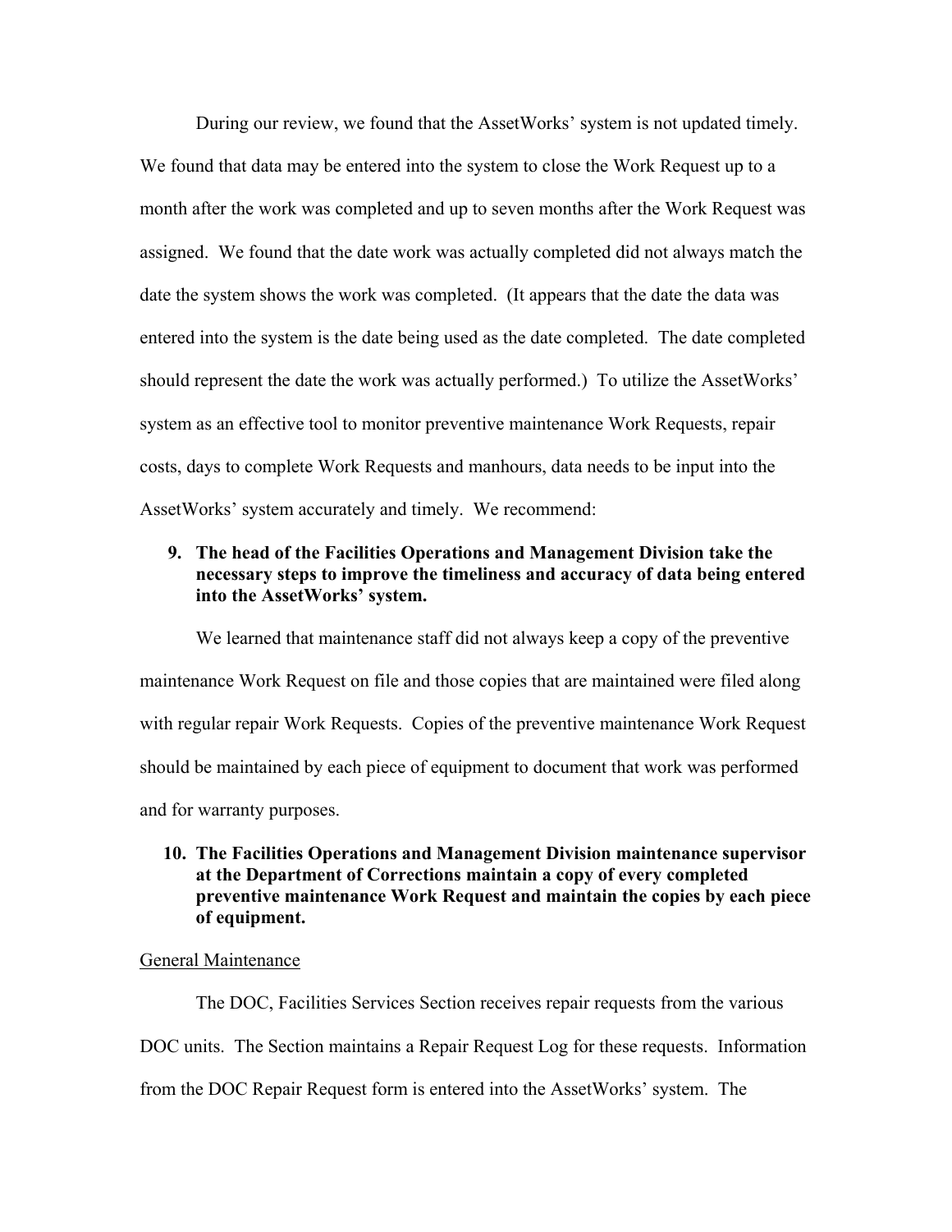During our review, we found that the AssetWorks' system is not updated timely. We found that data may be entered into the system to close the Work Request up to a month after the work was completed and up to seven months after the Work Request was assigned. We found that the date work was actually completed did not always match the date the system shows the work was completed. (It appears that the date the data was entered into the system is the date being used as the date completed. The date completed should represent the date the work was actually performed.) To utilize the AssetWorks' system as an effective tool to monitor preventive maintenance Work Requests, repair costs, days to complete Work Requests and manhours, data needs to be input into the AssetWorks' system accurately and timely. We recommend:

**9. The head of the Facilities Operations and Management Division take the necessary steps to improve the timeliness and accuracy of data being entered into the AssetWorks' system.**

We learned that maintenance staff did not always keep a copy of the preventive maintenance Work Request on file and those copies that are maintained were filed along with regular repair Work Requests. Copies of the preventive maintenance Work Request should be maintained by each piece of equipment to document that work was performed and for warranty purposes.

**10. The Facilities Operations and Management Division maintenance supervisor at the Department of Corrections maintain a copy of every completed preventive maintenance Work Request and maintain the copies by each piece of equipment.**

<u>General Maintenance</u>

The DOC, Facilities Services Section receives repair requests from the various DOC units. The Section maintains a Repair Request Log for these requests. Information from the DOC Repair Request form is entered into the AssetWorks' system. The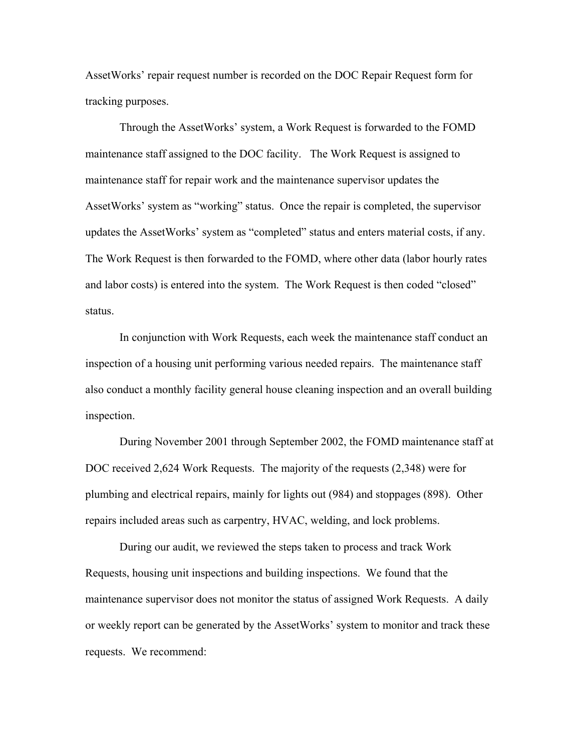AssetWorks' repair request number is recorded on the DOC Repair Request form for tracking purposes.

Through the AssetWorks' system, a Work Request is forwarded to the FOMD maintenance staff assigned to the DOC facility. The Work Request is assigned to maintenance staff for repair work and the maintenance supervisor updates the AssetWorks' system as "working" status. Once the repair is completed, the supervisor updates the AssetWorks' system as "completed" status and enters material costs, if any. The Work Request is then forwarded to the FOMD, where other data (labor hourly rates and labor costs) is entered into the system. The Work Request is then coded "closed" status.

In conjunction with Work Requests, each week the maintenance staff conduct an inspection of a housing unit performing various needed repairs. The maintenance staff also conduct a monthly facility general house cleaning inspection and an overall building inspection.

During November 2001 through September 2002, the FOMD maintenance staff at DOC received 2,624 Work Requests. The majority of the requests (2,348) were for plumbing and electrical repairs, mainly for lights out (984) and stoppages (898). Other repairs included areas such as carpentry, HVAC, welding, and lock problems.

During our audit, we reviewed the steps taken to process and track Work Requests, housing unit inspections and building inspections. We found that the maintenance supervisor does not monitor the status of assigned Work Requests. A daily or weekly report can be generated by the AssetWorks' system to monitor and track these requests. We recommend: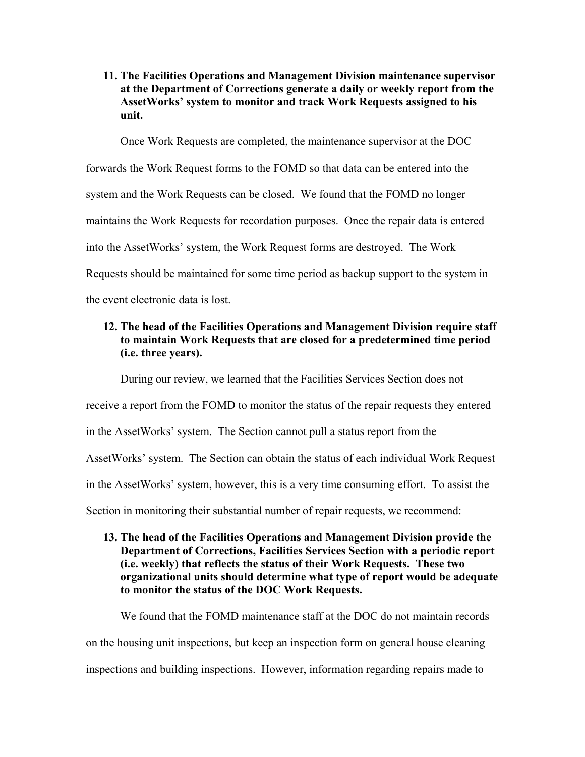11. **The Facilities Operations and Management Division maintenance supervisor at the Department of Corrections generate a daily or weekly report from the AssetWorks' system to monitor and track Work Requests assigned to his unit.**

Once Work Requests are completed, the maintenance supervisor at the DOC forwards the Work Request forms to the FOMD so that data can be entered into the system and the Work Requests can be closed. We found that the FOMD no longer maintains the Work Requests for recordation purposes. Once the repair data is entered into the AssetWorks' system, the Work Request forms are destroyed. The Work Requests should be maintained for some time period as backup support to the system in the event electronic data is lost.

12. **The head of the Facilities Operations and Management Division require staff to maintain Work Requests that are closed for a predetermined time period (i.e. three years).**

During our review, we learned that the Facilities Services Section does not receive a report from the FOMD to monitor the status of the repair requests they entered in the AssetWorks' system. The Section cannot pull a status report from the AssetWorks' system. The Section can obtain the status of each individual Work Request in the AssetWorks' system, however, this is a very time consuming effort. To assist the Section in monitoring their substantial number of repair requests, we recommend:

13. **The head of the Facilities Operations and Management Division provide the Department of Corrections, Facilities Services Section with a periodic report (i.e. weekly) that reflects the status of their Work Requests. These two organizational units should determine what type of report would be adequate to monitor the status of the DOC Work Requests.**

We found that the FOMD maintenance staff at the DOC do not maintain records on the housing unit inspections, but keep an inspection form on general house cleaning inspections and building inspections. However, information regarding repairs made to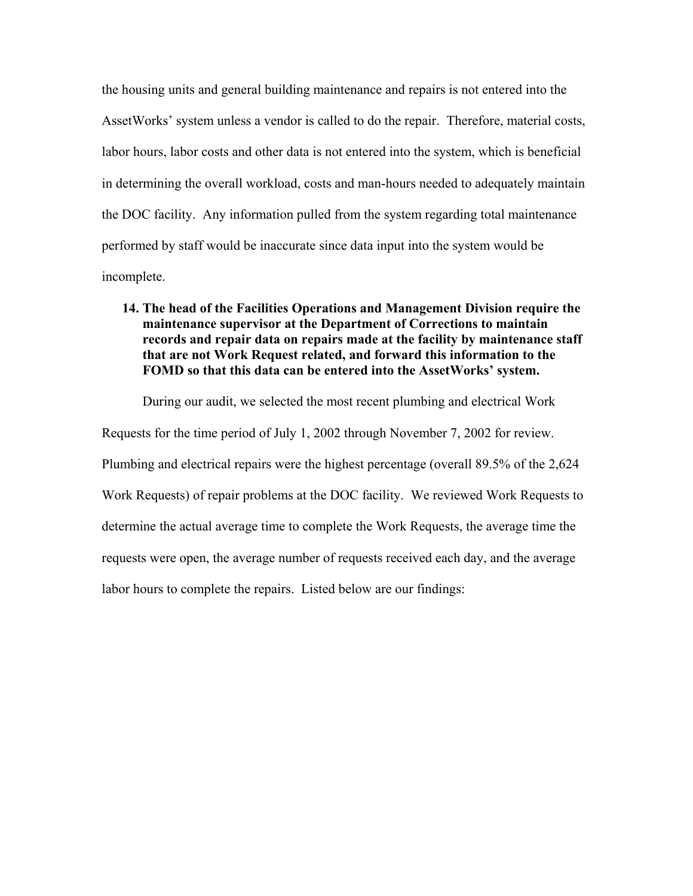the housing units and general building maintenance and repairs is not entered into the AssetWorks' system unless a vendor is called to do the repair. Therefore, material costs, labor hours, labor costs and other data is not entered into the system, which is beneficial in determining the overall workload, costs and man-hours needed to adequately maintain the DOC facility. Any information pulled from the system regarding total maintenance performed by staff would be inaccurate since data input into the system would be incomplete.

14. **The head of the Facilities Operations and Management Division require the maintenance supervisor at the Department of Corrections to maintain records and repair data on repairs made at the facility by maintenance staff that are not Work Request related, and forward this information to the FOMD so that this data can be entered into the AssetWorks' system.**

During our audit, we selected the most recent plumbing and electrical Work Requests for the time period of July 1, 2002 through November 7, 2002 for review. Plumbing and electrical repairs were the highest percentage (overall 89.5% of the 2,624 Work Requests) of repair problems at the DOC facility. We reviewed Work Requests to determine the actual average time to complete the Work Requests, the average time the requests were open, the average number of requests received each day, and the average labor hours to complete the repairs. Listed below are our findings: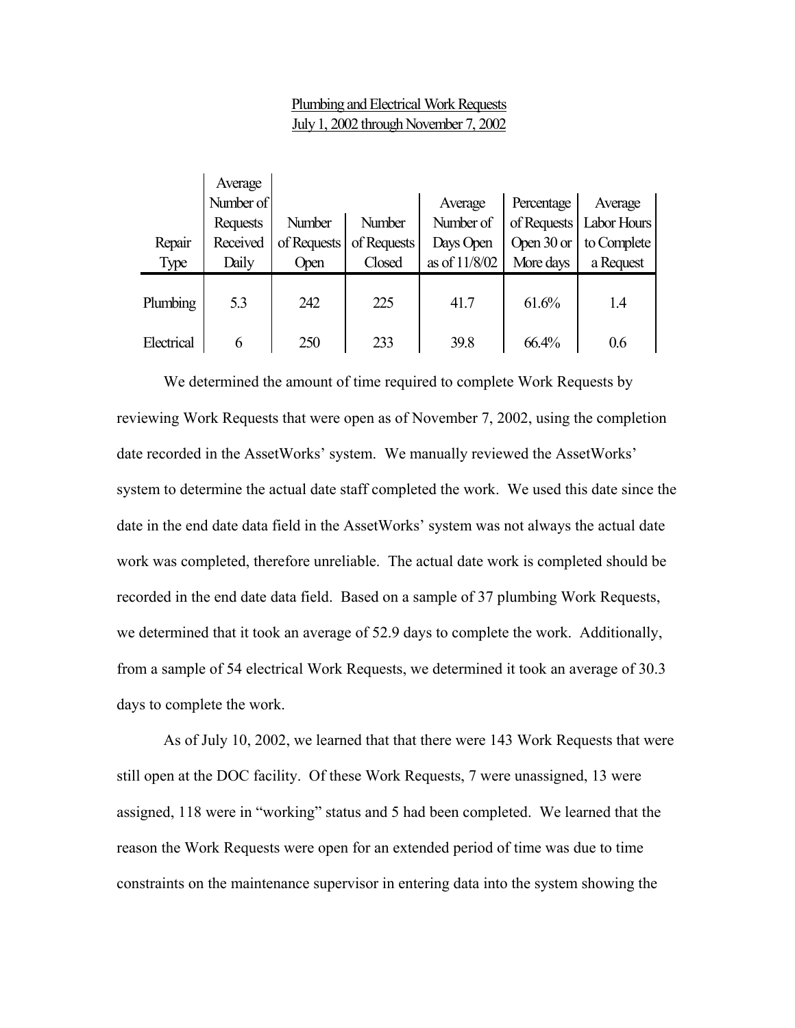Plumbing and Electrical Work Requests
July 1, 2002 through November 7, 2002

| Repair Type | Average Number of Requests Received Daily | Number of Requests Open | Number of Requests Closed | Average Number of Days Open as of 11/8/02 | Percentage of Requests Open 30 or More days | Average Labor Hours to Complete a Request |
|---|---|---|---|---|---|---|
| Plumbing | 5.3 | 242 | 225 | 41.7 | 61.6% | 1.4 |
| Electrical | 6 | 250 | 233 | 39.8 | 66.4% | 0.6 |

We determined the amount of time required to complete Work Requests by reviewing Work Requests that were open as of November 7, 2002, using the completion date recorded in the AssetWorks' system. We manually reviewed the AssetWorks' system to determine the actual date staff completed the work. We used this date since the date in the end date data field in the AssetWorks' system was not always the actual date work was completed, therefore unreliable. The actual date work is completed should be recorded in the end date data field. Based on a sample of 37 plumbing Work Requests, we determined that it took an average of 52.9 days to complete the work. Additionally, from a sample of 54 electrical Work Requests, we determined it took an average of 30.3 days to complete the work.

As of July 10, 2002, we learned that that there were 143 Work Requests that were still open at the DOC facility. Of these Work Requests, 7 were unassigned, 13 were assigned, 118 were in "working" status and 5 had been completed. We learned that the reason the Work Requests were open for an extended period of time was due to time constraints on the maintenance supervisor in entering data into the system showing the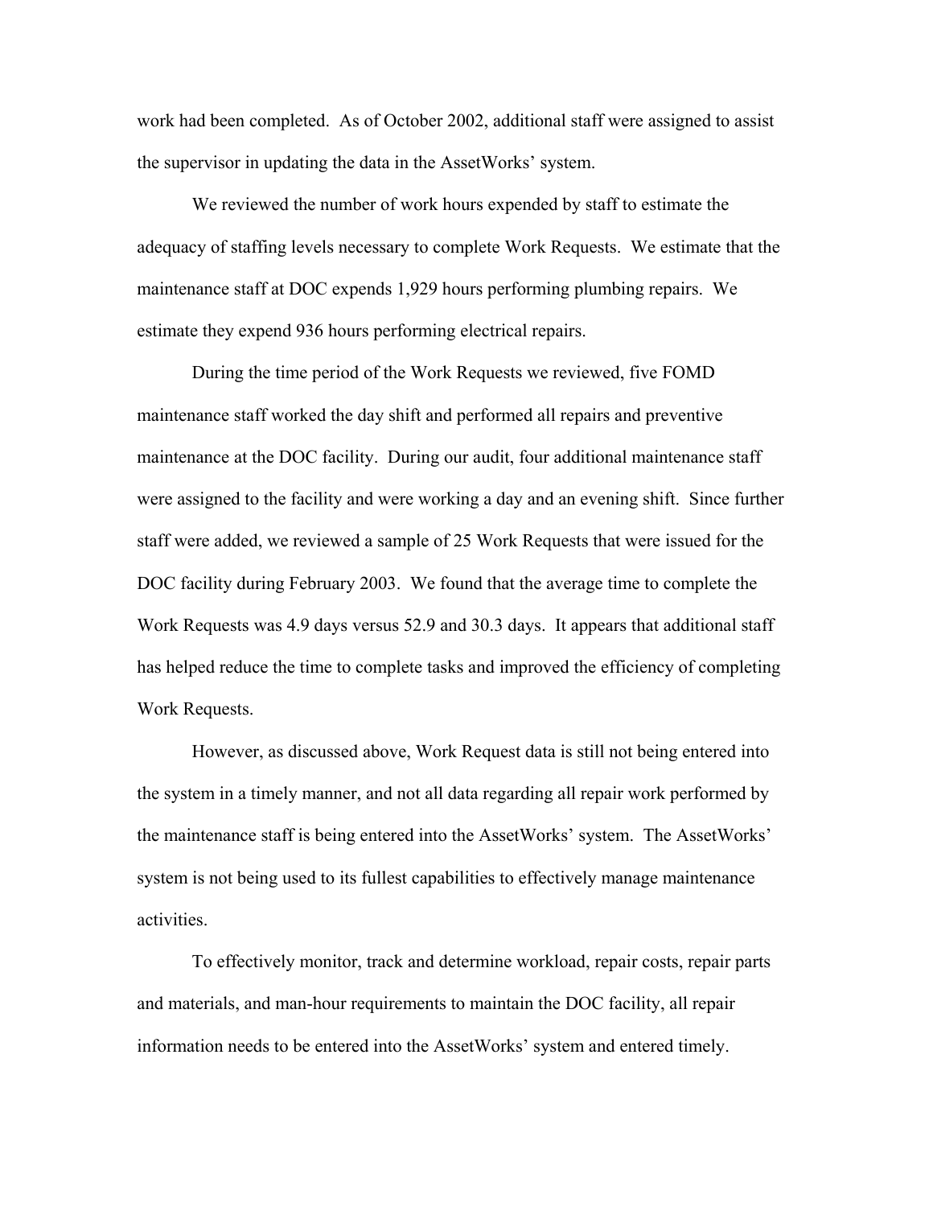work had been completed. As of October 2002, additional staff were assigned to assist the supervisor in updating the data in the AssetWorks' system.

We reviewed the number of work hours expended by staff to estimate the adequacy of staffing levels necessary to complete Work Requests. We estimate that the maintenance staff at DOC expends 1,929 hours performing plumbing repairs. We estimate they expend 936 hours performing electrical repairs.

During the time period of the Work Requests we reviewed, five FOMD maintenance staff worked the day shift and performed all repairs and preventive maintenance at the DOC facility. During our audit, four additional maintenance staff were assigned to the facility and were working a day and an evening shift. Since further staff were added, we reviewed a sample of 25 Work Requests that were issued for the DOC facility during February 2003. We found that the average time to complete the Work Requests was 4.9 days versus 52.9 and 30.3 days. It appears that additional staff has helped reduce the time to complete tasks and improved the efficiency of completing Work Requests.

However, as discussed above, Work Request data is still not being entered into the system in a timely manner, and not all data regarding all repair work performed by the maintenance staff is being entered into the AssetWorks' system. The AssetWorks' system is not being used to its fullest capabilities to effectively manage maintenance activities.

To effectively monitor, track and determine workload, repair costs, repair parts and materials, and man-hour requirements to maintain the DOC facility, all repair information needs to be entered into the AssetWorks' system and entered timely.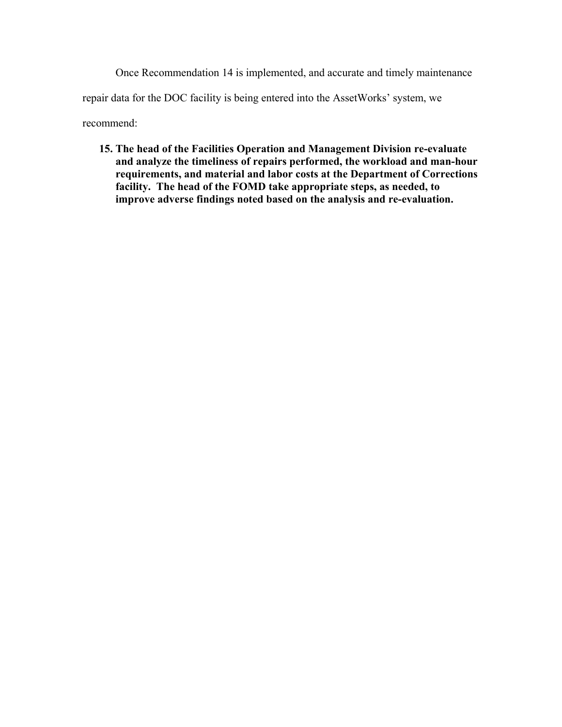Once Recommendation 14 is implemented, and accurate and timely maintenance repair data for the DOC facility is being entered into the AssetWorks' system, we recommend:

15. **The head of the Facilities Operation and Management Division re-evaluate and analyze the timeliness of repairs performed, the workload and man-hour requirements, and material and labor costs at the Department of Corrections facility. The head of the FOMD take appropriate steps, as needed, to improve adverse findings noted based on the analysis and re-evaluation.**